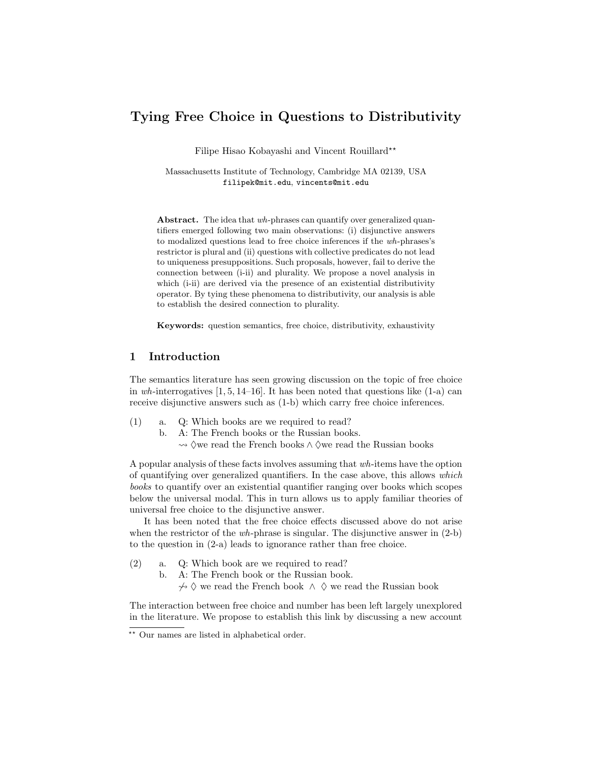# Tying Free Choice in Questions to Distributivity

Filipe Hisao Kobayashi and Vincent Rouillard**

Massachusetts Institute of Technology, Cambridge MA 02139, USA
filipek@mit.edu, vincents@mit.edu

**Abstract.** The idea that *wh*-phrases can quantify over generalized quantifiers emerged following two main observations: (i) disjunctive answers to modalized questions lead to free choice inferences if the *wh*-phrases's restrictor is plural and (ii) questions with collective predicates do not lead to uniqueness presuppositions. Such proposals, however, fail to derive the connection between (i-ii) and plurality. We propose a novel analysis in which (i-ii) are derived via the presence of an existential distributivity operator. By tying these phenomena to distributivity, our analysis is able to establish the desired connection to plurality.

**Keywords:** question semantics, free choice, distributivity, exhaustivity

## 1 Introduction

The semantics literature has seen growing discussion on the topic of free choice in *wh*-interrogatives [1, 5, 14–16]. It has been noted that questions like (1-a) can receive disjunctive answers such as (1-b) which carry free choice inferences.

(1) a. Q: Which books are we required to read?
    b. A: The French books or the Russian books.
       $\rightsquigarrow \Diamond$we read the French books $\wedge\ \Diamond$we read the Russian books

A popular analysis of these facts involves assuming that *wh*-items have the option of quantifying over generalized quantifiers. In the case above, this allows *which books* to quantify over an existential quantifier ranging over books which scopes below the universal modal. This in turn allows us to apply familiar theories of universal free choice to the disjunctive answer.

It has been noted that the free choice effects discussed above do not arise when the restrictor of the *wh*-phrase is singular. The disjunctive answer in (2-b) to the question in (2-a) leads to ignorance rather than free choice.

(2) a. Q: Which book are we required to read?
    b. A: The French book or the Russian book.
       $\not\rightsquigarrow \Diamond$ we read the French book $\wedge\ \Diamond$ we read the Russian book

The interaction between free choice and number has been left largely unexplored in the literature. We propose to establish this link by discussing a new account

** Our names are listed in alphabetical order.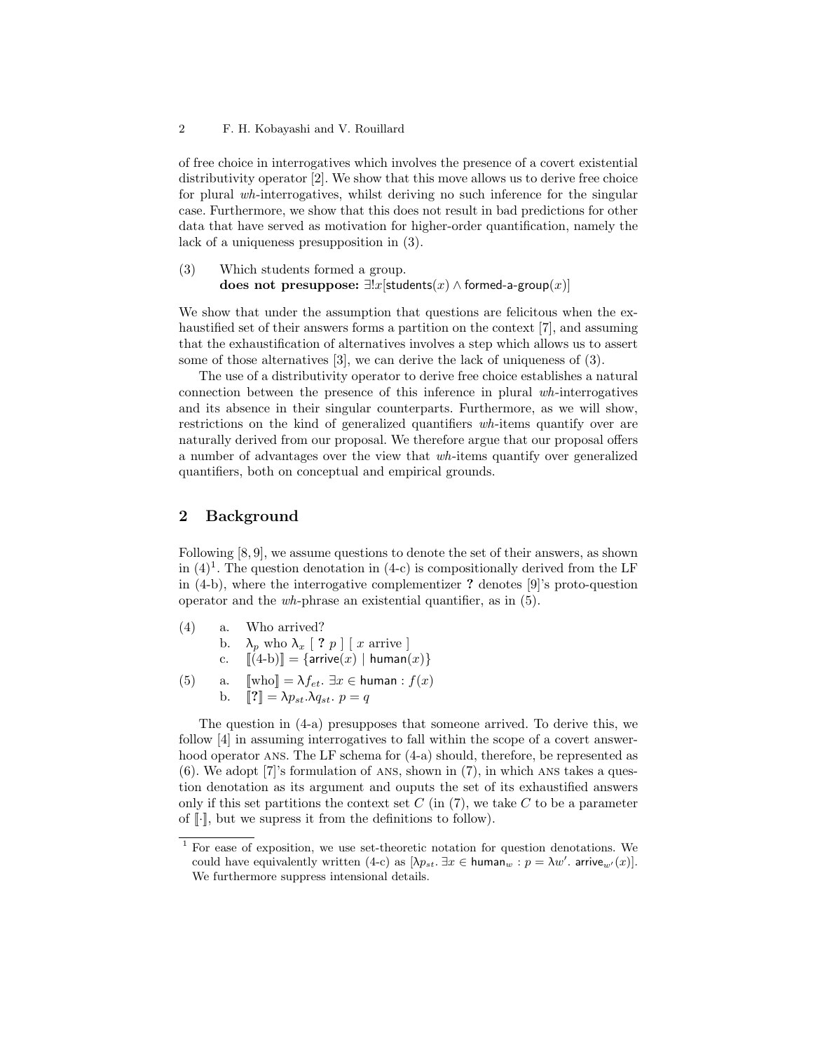of free choice in interrogatives which involves the presence of a covert existential distributivity operator [2]. We show that this move allows us to derive free choice for plural *wh*-interrogatives, whilst deriving no such inference for the singular case. Furthermore, we show that this does not result in bad predictions for other data that have served as motivation for higher-order quantification, namely the lack of a uniqueness presupposition in (3).

(3) Which students formed a group.
**does not presuppose:** $\exists! x[\mathsf{students}(x) \wedge \mathsf{formed\text{-}a\text{-}group}(x)]$

We show that under the assumption that questions are felicitous when the exhaustified set of their answers forms a partition on the context [7], and assuming that the exhaustification of alternatives involves a step which allows us to assert some of those alternatives [3], we can derive the lack of uniqueness of (3).

The use of a distributivity operator to derive free choice establishes a natural connection between the presence of this inference in plural *wh*-interrogatives and its absence in their singular counterparts. Furthermore, as we will show, restrictions on the kind of generalized quantifiers *wh*-items quantify over are naturally derived from our proposal. We therefore argue that our proposal offers a number of advantages over the view that *wh*-items quantify over generalized quantifiers, both on conceptual and empirical grounds.

## 2 Background

Following [8, 9], we assume questions to denote the set of their answers, as shown in (4)[1]. The question denotation in (4-c) is compositionally derived from the LF in (4-b), where the interrogative complementizer **?** denotes [9]'s proto-question operator and the *wh*-phrase an existential quantifier, as in (5).

(4) a. Who arrived?
b. $\lambda_p$ who $\lambda_x$ [ **?** $p$ ] [ $x$ arrive ]
c. $[\![(4\text{-b})]\!] = \{\mathsf{arrive}(x) \mid \mathsf{human}(x)\}$

(5) a. $[\![\text{who}]\!] = \lambda f_{et}.\ \exists x \in \mathsf{human} : f(x)$
b. $[\![\mathbf{?}]\!] = \lambda p_{st}.\lambda q_{st}.\ p = q$

The question in (4-a) presupposes that someone arrived. To derive this, we follow [4] in assuming interrogatives to fall within the scope of a covert answerhood operator ANS. The LF schema for (4-a) should, therefore, be represented as (6). We adopt [7]'s formulation of ANS, shown in (7), in which ANS takes a question denotation as its argument and ouputs the set of its exhaustified answers only if this set partitions the context set $C$ (in (7), we take $C$ to be a parameter of $[\![\cdot]\!]$, but we supress it from the definitions to follow).

[1] For ease of exposition, we use set-theoretic notation for question denotations. We could have equivalently written (4-c) as $[\lambda p_{st}.\ \exists x \in \mathsf{human}_w : p = \lambda w'.\ \mathsf{arrive}_{w'}(x)]$. We furthermore suppress intensional details.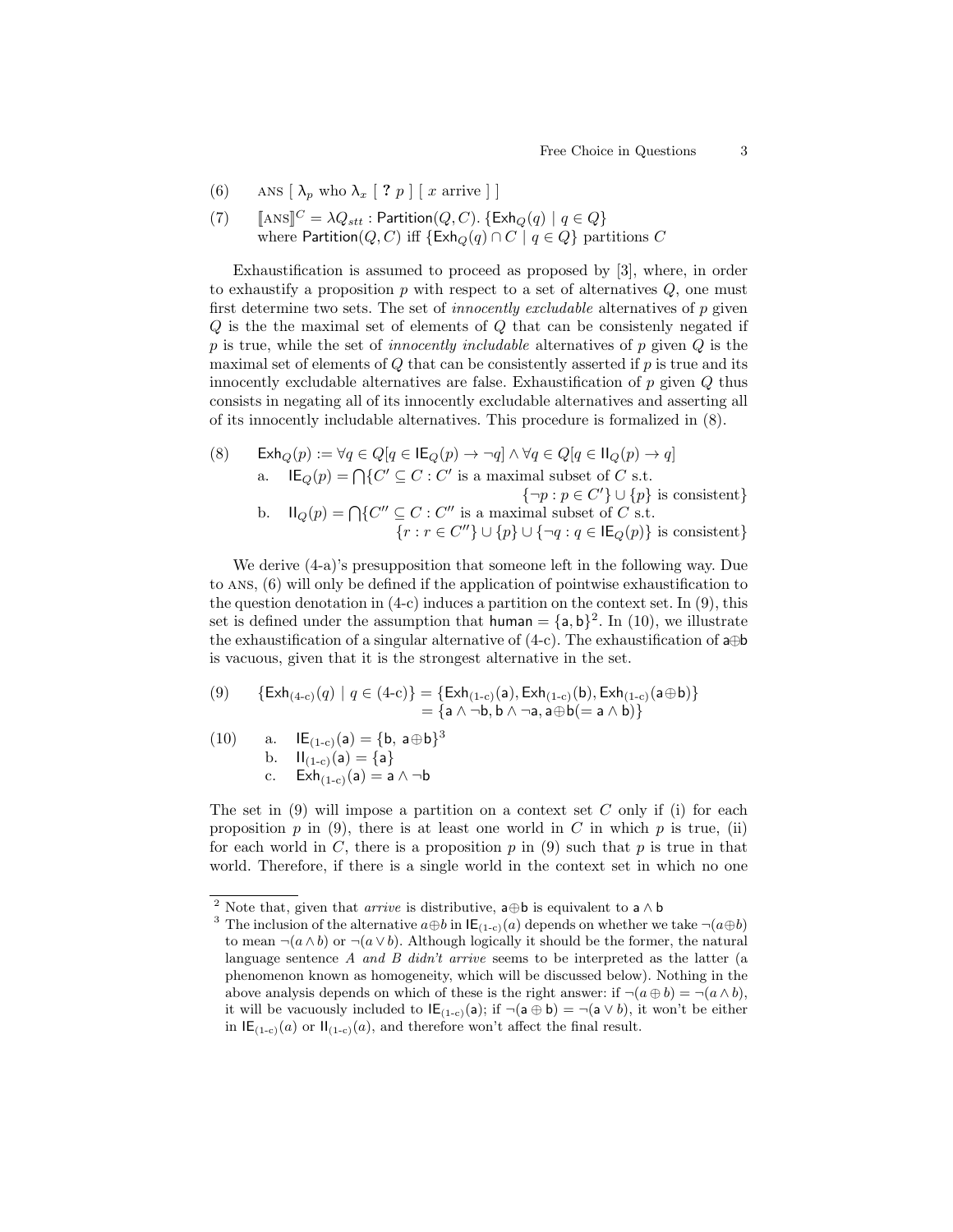(6) ANS [ $\lambda_p$ who $\lambda_x$ [ **?** $p$ ] [ $x$ arrive ] ]

(7) $[\![\text{ANS}]\!]^C = \lambda Q_{stt} : \mathsf{Partition}(Q, C).\ \{\mathsf{Exh}_Q(q) \mid q \in Q\}$
where $\mathsf{Partition}(Q, C)$ iff $\{\mathsf{Exh}_Q(q) \cap C \mid q \in Q\}$ partitions $C$

Exhaustification is assumed to proceed as proposed by [3], where, in order to exhaustify a proposition $p$ with respect to a set of alternatives $Q$, one must first determine two sets. The set of *innocently excludable* alternatives of $p$ given $Q$ is the the maximal set of elements of $Q$ that can be consistenly negated if $p$ is true, while the set of *innocently includable* alternatives of $p$ given $Q$ is the maximal set of elements of $Q$ that can be consistently asserted if $p$ is true and its innocently excludable alternatives are false. Exhaustification of $p$ given $Q$ thus consists in negating all of its innocently excludable alternatives and asserting all of its innocently includable alternatives. This procedure is formalized in (8).

(8) $\mathsf{Exh}_Q(p) := \forall q \in Q[q \in \mathsf{IE}_Q(p) \rightarrow \neg q] \wedge \forall q \in Q[q \in \mathsf{II}_Q(p) \rightarrow q]$

a. $\mathsf{IE}_Q(p) = \bigcap\{C' \subseteq C : C'$ is a maximal subset of $C$ s.t. $\{\neg p : p \in C'\} \cup \{p\}$ is consistent$\}$

b. $\mathsf{II}_Q(p) = \bigcap\{C'' \subseteq C : C''$ is a maximal subset of $C$ s.t. $\{r : r \in C''\} \cup \{p\} \cup \{\neg q : q \in \mathsf{IE}_Q(p)\}$ is consistent$\}$

We derive (4-a)'s presupposition that someone left in the following way. Due to ANS, (6) will only be defined if the application of pointwise exhaustification to the question denotation in (4-c) induces a partition on the context set. In (9), this set is defined under the assumption that $\mathsf{human} = \{\mathsf{a}, \mathsf{b}\}$[2]. In (10), we illustrate the exhaustification of a singular alternative of (4-c). The exhaustification of $\mathsf{a}\oplus\mathsf{b}$ is vacuous, given that it is the strongest alternative in the set.

(9) $\{\mathsf{Exh}_{\text{(4-c)}}(q) \mid q \in \text{(4-c)}\} = \{\mathsf{Exh}_{\text{(1-c)}}(\mathsf{a}), \mathsf{Exh}_{\text{(1-c)}}(\mathsf{b}), \mathsf{Exh}_{\text{(1-c)}}(\mathsf{a}\oplus\mathsf{b})\}$
$= \{\mathsf{a} \wedge \neg\mathsf{b}, \mathsf{b} \wedge \neg\mathsf{a}, \mathsf{a}\oplus\mathsf{b}(= \mathsf{a} \wedge \mathsf{b})\}$

(10) a. $\mathsf{IE}_{\text{(1-c)}}(\mathsf{a}) = \{\mathsf{b},\ \mathsf{a}\oplus\mathsf{b}\}$[3]

b. $\mathsf{II}_{\text{(1-c)}}(\mathsf{a}) = \{\mathsf{a}\}$

c. $\mathsf{Exh}_{\text{(1-c)}}(\mathsf{a}) = \mathsf{a} \wedge \neg\mathsf{b}$

The set in (9) will impose a partition on a context set $C$ only if (i) for each proposition $p$ in (9), there is at least one world in $C$ in which $p$ is true, (ii) for each world in $C$, there is a proposition $p$ in (9) such that $p$ is true in that world. Therefore, if there is a single world in the context set in which no one

---

[2] Note that, given that *arrive* is distributive, $\mathsf{a}\oplus\mathsf{b}$ is equivalent to $\mathsf{a} \wedge \mathsf{b}$

[3] The inclusion of the alternative $a\oplus b$ in $\mathsf{IE}_{\text{(1-c)}}(a)$ depends on whether we take $\neg(a\oplus b)$ to mean $\neg(a \wedge b)$ or $\neg(a \vee b)$. Although logically it should be the former, the natural language sentence *A and B didn't arrive* seems to be interpreted as the latter (a phenomenon known as homogeneity, which will be discussed below). Nothing in the above analysis depends on which of these is the right answer: if $\neg(a \oplus b) = \neg(a \wedge b)$, it will be vacuously included to $\mathsf{IE}_{\text{(1-c)}}(\mathsf{a})$; if $\neg(\mathsf{a} \oplus \mathsf{b}) = \neg(\mathsf{a} \vee b)$, it won't be either in $\mathsf{IE}_{\text{(1-c)}}(a)$ or $\mathsf{II}_{\text{(1-c)}}(a)$, and therefore won't affect the final result.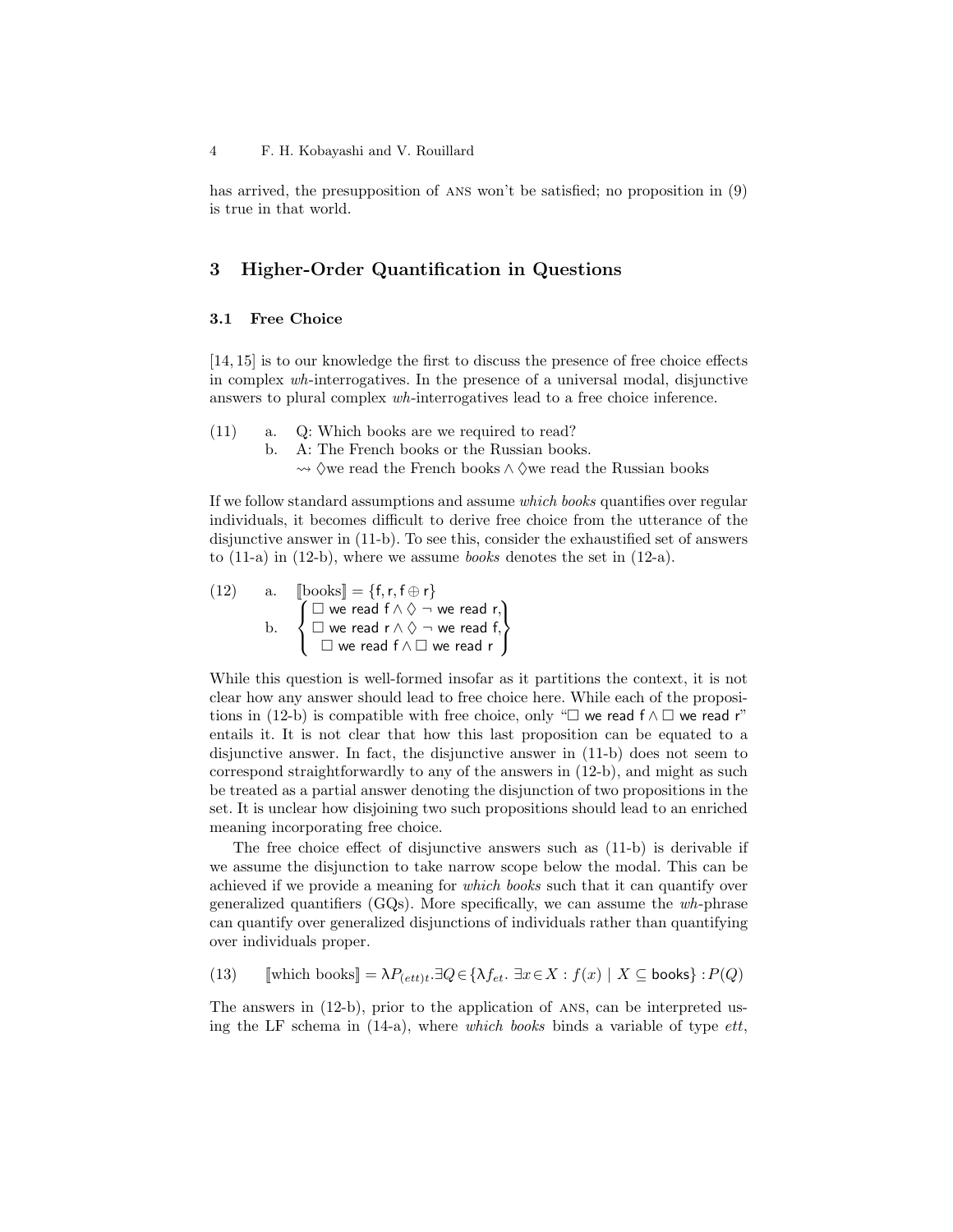has arrived, the presupposition of ANS won't be satisfied; no proposition in (9) is true in that world.

## 3 Higher-Order Quantification in Questions

### 3.1 Free Choice

[14, 15] is to our knowledge the first to discuss the presence of free choice effects in complex *wh*-interrogatives. In the presence of a universal modal, disjunctive answers to plural complex *wh*-interrogatives lead to a free choice inference.

(11) a. Q: Which books are we required to read?
b. A: The French books or the Russian books.
$\rightsquigarrow \Diamond$we read the French books $\wedge$ $\Diamond$we read the Russian books

If we follow standard assumptions and assume *which books* quantifies over regular individuals, it becomes difficult to derive free choice from the utterance of the disjunctive answer in (11-b). To see this, consider the exhaustified set of answers to (11-a) in (12-b), where we assume *books* denotes the set in (12-a).

(12) a. $[\![\text{books}]\!] = \{\mathsf{f}, \mathsf{r}, \mathsf{f} \oplus \mathsf{r}\}$
b. $\left\{ \begin{matrix} \Box \text{ we read f} \wedge \Diamond \neg \text{ we read r}, \\ \Box \text{ we read r} \wedge \Diamond \neg \text{ we read f}, \\ \Box \text{ we read f} \wedge \Box \text{ we read r} \end{matrix} \right\}$

While this question is well-formed insofar as it partitions the context, it is not clear how any answer should lead to free choice here. While each of the propositions in (12-b) is compatible with free choice, only "$\Box$ we read f $\wedge$ $\Box$ we read r" entails it. It is not clear that how this last proposition can be equated to a disjunctive answer. In fact, the disjunctive answer in (11-b) does not seem to correspond straightforwardly to any of the answers in (12-b), and might as such be treated as a partial answer denoting the disjunction of two propositions in the set. It is unclear how disjoining two such propositions should lead to an enriched meaning incorporating free choice.

The free choice effect of disjunctive answers such as (11-b) is derivable if we assume the disjunction to take narrow scope below the modal. This can be achieved if we provide a meaning for *which books* such that it can quantify over generalized quantifiers (GQs). More specifically, we can assume the *wh*-phrase can quantify over generalized disjunctions of individuals rather than quantifying over individuals proper.

(13) $[\![\text{which books}]\!] = \lambda P_{(ett)t}. \exists Q \in \{\lambda f_{et}.\ \exists x \in X : f(x) \mid X \subseteq \mathsf{books}\} : P(Q)$

The answers in (12-b), prior to the application of ANS, can be interpreted using the LF schema in (14-a), where *which books* binds a variable of type *ett*,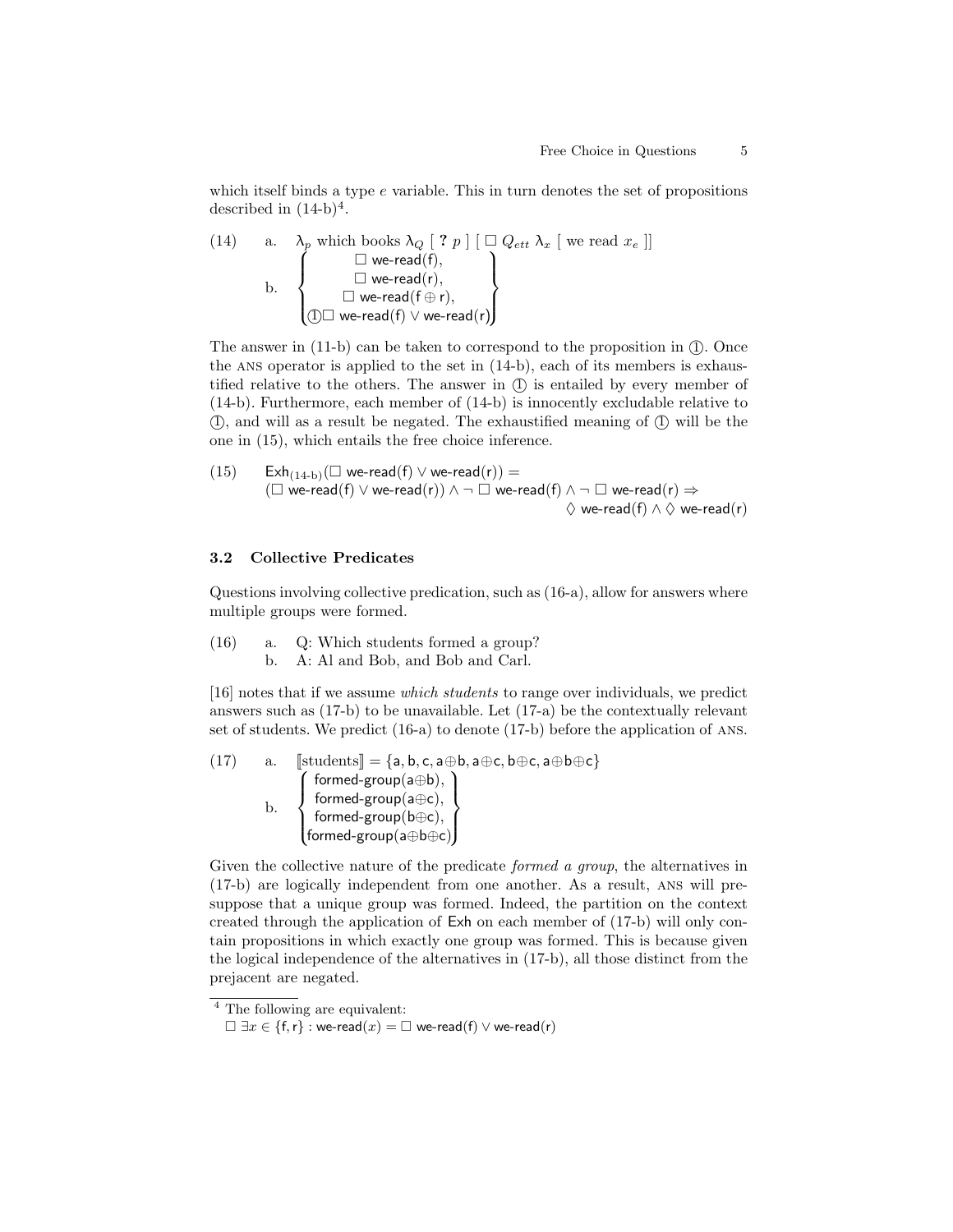which itself binds a type $e$ variable. This in turn denotes the set of propositions described in (14-b)[4].

(14) a. $\lambda_p$ which books $\lambda_Q$ [ **?** $p$ ] [ $\Box$ $Q_{ett}$ $\lambda_x$ [ we read $x_e$ ]]

b. $$\left\{ \begin{array}{c} \Box \ \textsf{we-read}(\textsf{f}), \\ \Box \ \textsf{we-read}(\textsf{r}), \\ \Box \ \textsf{we-read}(\textsf{f} \oplus \textsf{r}), \\ ① \Box \ \textsf{we-read}(\textsf{f}) \lor \textsf{we-read}(\textsf{r}) \end{array} \right\}$$

The answer in (11-b) can be taken to correspond to the proposition in ①. Once the ANS operator is applied to the set in (14-b), each of its members is exhaustified relative to the others. The answer in ① is entailed by every member of (14-b). Furthermore, each member of (14-b) is innocently excludable relative to ①, and will as a result be negated. The exhaustified meaning of ① will be the one in (15), which entails the free choice inference.

(15) $$\textsf{Exh}_{(14\text{-b})}(\Box \ \textsf{we-read}(\textsf{f}) \lor \textsf{we-read}(\textsf{r})) =$$
$$(\Box \ \textsf{we-read}(\textsf{f}) \lor \textsf{we-read}(\textsf{r})) \land \neg \Box \ \textsf{we-read}(\textsf{f}) \land \neg \Box \ \textsf{we-read}(\textsf{r}) \Rightarrow$$
$$\Diamond \ \textsf{we-read}(\textsf{f}) \land \Diamond \ \textsf{we-read}(\textsf{r})$$

### 3.2 Collective Predicates

Questions involving collective predication, such as (16-a), allow for answers where multiple groups were formed.

(16) a. Q: Which students formed a group?
b. A: Al and Bob, and Bob and Carl.

[16] notes that if we assume *which students* to range over individuals, we predict answers such as (17-b) to be unavailable. Let (17-a) be the contextually relevant set of students. We predict (16-a) to denote (17-b) before the application of ANS.

(17) a. $[\![\text{students}]\!] = \{\textsf{a}, \textsf{b}, \textsf{c}, \textsf{a}\oplus\textsf{b}, \textsf{a}\oplus\textsf{c}, \textsf{b}\oplus\textsf{c}, \textsf{a}\oplus\textsf{b}\oplus\textsf{c}\}$

b. $$\left\{ \begin{array}{c} \textsf{formed-group}(\textsf{a}\oplus\textsf{b}), \\ \textsf{formed-group}(\textsf{a}\oplus\textsf{c}), \\ \textsf{formed-group}(\textsf{b}\oplus\textsf{c}), \\ \textsf{formed-group}(\textsf{a}\oplus\textsf{b}\oplus\textsf{c}) \end{array} \right\}$$

Given the collective nature of the predicate *formed a group*, the alternatives in (17-b) are logically independent from one another. As a result, ANS will presuppose that a unique group was formed. Indeed, the partition on the context created through the application of Exh on each member of (17-b) will only contain propositions in which exactly one group was formed. This is because given the logical independence of the alternatives in (17-b), all those distinct from the prejacent are negated.

[4] The following are equivalent:
$\Box \ \exists x \in \{\textsf{f}, \textsf{r}\} : \textsf{we-read}(x) = \Box \ \textsf{we-read}(\textsf{f}) \lor \textsf{we-read}(\textsf{r})$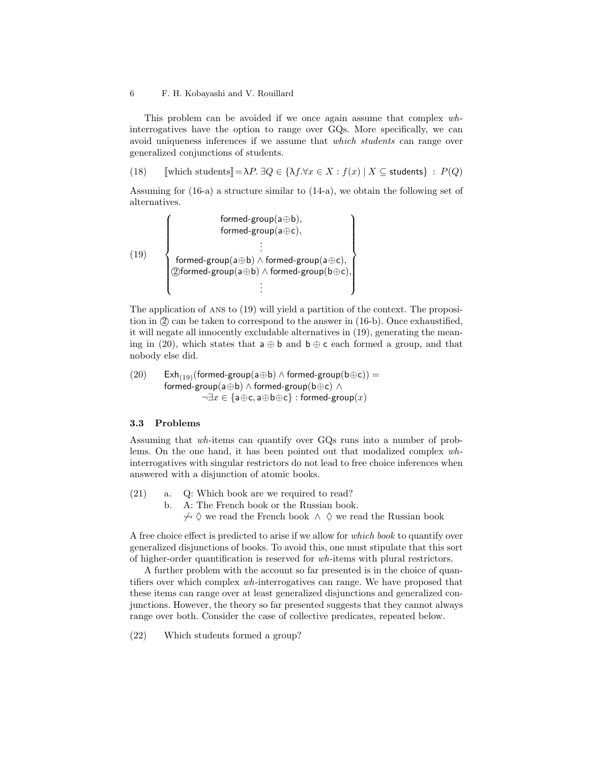This problem can be avoided if we once again assume that complex *wh*-interrogatives have the option to range over GQs. More specifically, we can avoid uniqueness inferences if we assume that *which students* can range over generalized conjunctions of students.

(18) $[\![\text{which students}]\!] = \lambda P.\ \exists Q \in \{\lambda f. \forall x \in X : f(x) \mid X \subseteq \mathsf{students}\}\ :\ P(Q)$

Assuming for (16-a) a structure similar to (14-a), we obtain the following set of alternatives.

(19)
$$\left\{\begin{array}{c} \mathsf{formed\text{-}group}(\mathsf{a}\oplus\mathsf{b}), \\ \mathsf{formed\text{-}group}(\mathsf{a}\oplus\mathsf{c}), \\ \vdots \\ \mathsf{formed\text{-}group}(\mathsf{a}\oplus\mathsf{b}) \wedge \mathsf{formed\text{-}group}(\mathsf{a}\oplus\mathsf{c}), \\ ②\mathsf{formed\text{-}group}(\mathsf{a}\oplus\mathsf{b}) \wedge \mathsf{formed\text{-}group}(\mathsf{b}\oplus\mathsf{c}), \\ \vdots \end{array}\right\}$$

The application of ANS to (19) will yield a partition of the context. The proposition in ② can be taken to correspond to the answer in (16-b). Once exhaustified, it will negate all innocently excludable alternatives in (19), generating the meaning in (20), which states that $\mathsf{a} \oplus \mathsf{b}$ and $\mathsf{b} \oplus \mathsf{c}$ each formed a group, and that nobody else did.

(20)
$$\begin{array}{l} \mathsf{Exh}_{(19)}(\mathsf{formed\text{-}group}(\mathsf{a}\oplus\mathsf{b}) \wedge \mathsf{formed\text{-}group}(\mathsf{b}\oplus\mathsf{c})) = \\ \mathsf{formed\text{-}group}(\mathsf{a}\oplus\mathsf{b}) \wedge \mathsf{formed\text{-}group}(\mathsf{b}\oplus\mathsf{c}) \wedge \\ \qquad \neg\exists x \in \{\mathsf{a}\oplus\mathsf{c}, \mathsf{a}\oplus\mathsf{b}\oplus\mathsf{c}\} : \mathsf{formed\text{-}group}(x) \end{array}$$

### 3.3 Problems

Assuming that *wh*-items can quantify over GQs runs into a number of problems. On the one hand, it has been pointed out that modalized complex *wh*-interrogatives with singular restrictors do not lead to free choice inferences when answered with a disjunction of atomic books.

(21) a. Q: Which book are we required to read?
b. A: The French book or the Russian book.
$\not\rightsquigarrow \Diamond$ we read the French book $\wedge\ \Diamond$ we read the Russian book

A free choice effect is predicted to arise if we allow for *which book* to quantify over generalized disjunctions of books. To avoid this, one must stipulate that this sort of higher-order quantification is reserved for *wh*-items with plural restrictors.

A further problem with the account so far presented is in the choice of quantifiers over which complex *wh*-interrogatives can range. We have proposed that these items can range over at least generalized disjunctions and generalized conjunctions. However, the theory so far presented suggests that they cannot always range over both. Consider the case of collective predicates, repeated below.

(22) Which students formed a group?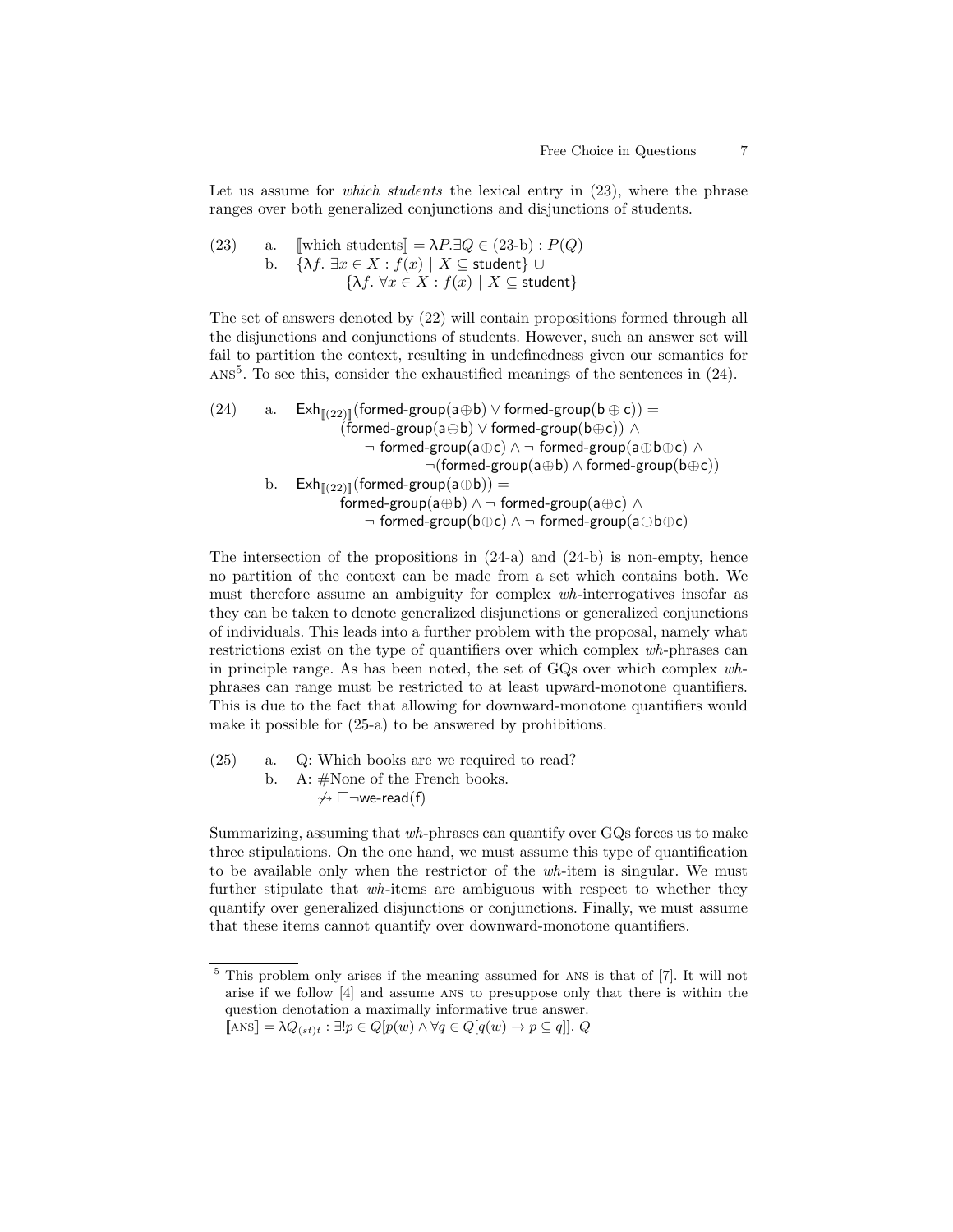Let us assume for *which students* the lexical entry in (23), where the phrase ranges over both generalized conjunctions and disjunctions of students.

(23) a. $[\![\text{which students}]\!] = \lambda P. \exists Q \in \text{(23-b)} : P(Q)$

b. $\{\lambda f.\ \exists x \in X : f(x) \mid X \subseteq \mathsf{student}\} \cup$
$\{\lambda f.\ \forall x \in X : f(x) \mid X \subseteq \mathsf{student}\}$

The set of answers denoted by (22) will contain propositions formed through all the disjunctions and conjunctions of students. However, such an answer set will fail to partition the context, resulting in undefinedness given our semantics for ANS[5]. To see this, consider the exhaustified meanings of the sentences in (24).

(24) a. $\mathsf{Exh}_{[\![(22)]\!]}(\mathsf{formed\text{-}group}(\mathsf{a}\oplus\mathsf{b}) \vee \mathsf{formed\text{-}group}(\mathsf{b}\oplus\mathsf{c})) =$
$(\mathsf{formed\text{-}group}(\mathsf{a}\oplus\mathsf{b}) \vee \mathsf{formed\text{-}group}(\mathsf{b}\oplus\mathsf{c})) \wedge$
$\neg\ \mathsf{formed\text{-}group}(\mathsf{a}\oplus\mathsf{c}) \wedge \neg\ \mathsf{formed\text{-}group}(\mathsf{a}\oplus\mathsf{b}\oplus\mathsf{c}) \wedge$
$\neg(\mathsf{formed\text{-}group}(\mathsf{a}\oplus\mathsf{b}) \wedge \mathsf{formed\text{-}group}(\mathsf{b}\oplus\mathsf{c}))$

b. $\mathsf{Exh}_{[\![(22)]\!]}(\mathsf{formed\text{-}group}(\mathsf{a}\oplus\mathsf{b})) =$
$\mathsf{formed\text{-}group}(\mathsf{a}\oplus\mathsf{b}) \wedge \neg\ \mathsf{formed\text{-}group}(\mathsf{a}\oplus\mathsf{c}) \wedge$
$\neg\ \mathsf{formed\text{-}group}(\mathsf{b}\oplus\mathsf{c}) \wedge \neg\ \mathsf{formed\text{-}group}(\mathsf{a}\oplus\mathsf{b}\oplus\mathsf{c})$

The intersection of the propositions in (24-a) and (24-b) is non-empty, hence no partition of the context can be made from a set which contains both. We must therefore assume an ambiguity for complex *wh*-interrogatives insofar as they can be taken to denote generalized disjunctions or generalized conjunctions of individuals. This leads into a further problem with the proposal, namely what restrictions exist on the type of quantifiers over which complex *wh*-phrases can in principle range. As has been noted, the set of GQs over which complex *wh*-phrases can range must be restricted to at least upward-monotone quantifiers. This is due to the fact that allowing for downward-monotone quantifiers would make it possible for (25-a) to be answered by prohibitions.

(25) a. Q: Which books are we required to read?

b. A: #None of the French books.
$\not\rightsquigarrow \Box\neg\mathsf{we\text{-}read}(\mathsf{f})$

Summarizing, assuming that *wh*-phrases can quantify over GQs forces us to make three stipulations. On the one hand, we must assume this type of quantification to be available only when the restrictor of the *wh*-item is singular. We must further stipulate that *wh*-items are ambiguous with respect to whether they quantify over generalized disjunctions or conjunctions. Finally, we must assume that these items cannot quantify over downward-monotone quantifiers.

---

[5] This problem only arises if the meaning assumed for ANS is that of [7]. It will not arise if we follow [4] and assume ANS to presuppose only that there is within the question denotation a maximally informative true answer.
$[\![\text{ANS}]\!] = \lambda Q_{(st)t} : \exists! p \in Q[p(w) \wedge \forall q \in Q[q(w) \to p \subseteq q]].\ Q$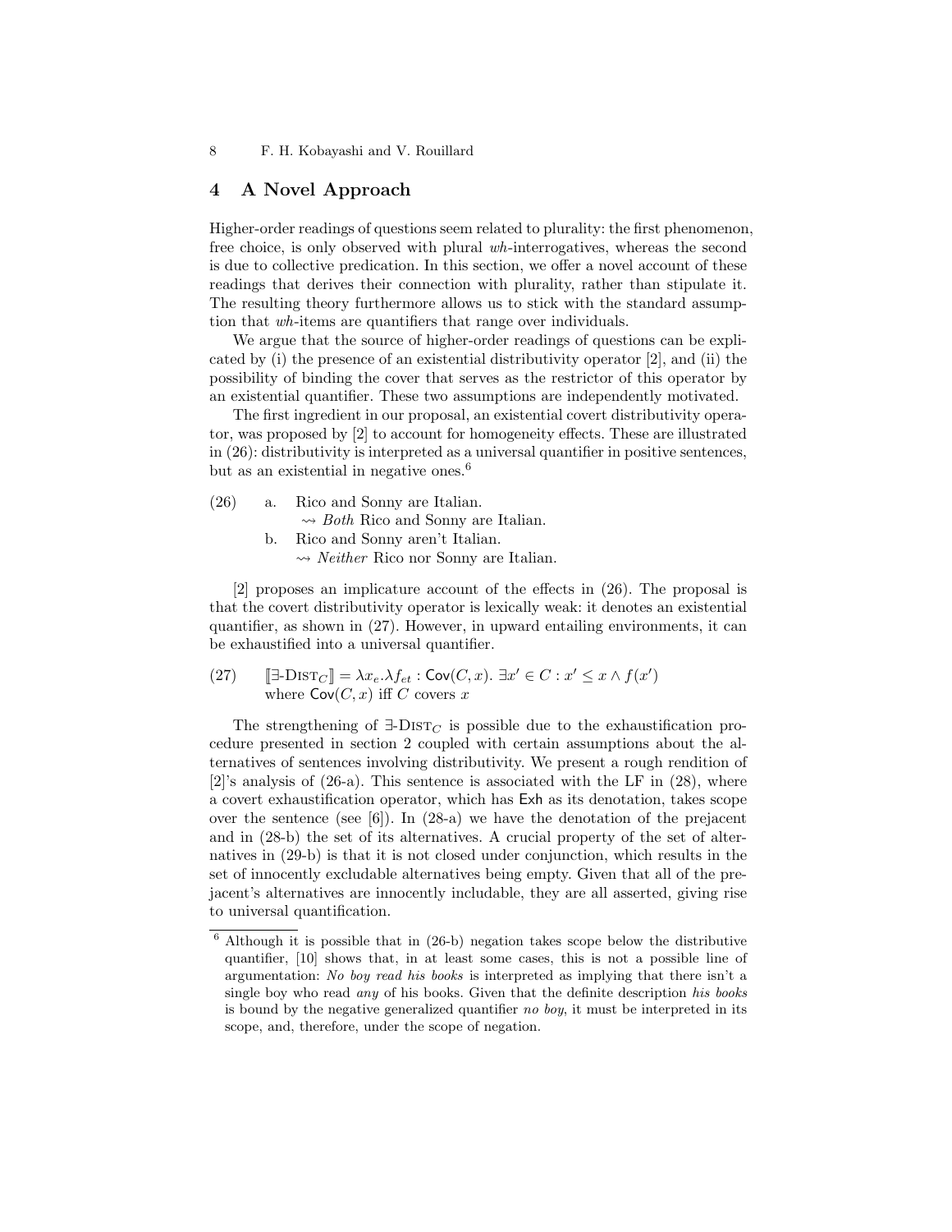## 4 A Novel Approach

Higher-order readings of questions seem related to plurality: the first phenomenon, free choice, is only observed with plural *wh*-interrogatives, whereas the second is due to collective predication. In this section, we offer a novel account of these readings that derives their connection with plurality, rather than stipulate it. The resulting theory furthermore allows us to stick with the standard assumption that *wh*-items are quantifiers that range over individuals.

We argue that the source of higher-order readings of questions can be explicated by (i) the presence of an existential distributivity operator [2], and (ii) the possibility of binding the cover that serves as the restrictor of this operator by an existential quantifier. These two assumptions are independently motivated.

The first ingredient in our proposal, an existential covert distributivity operator, was proposed by [2] to account for homogeneity effects. These are illustrated in (26): distributivity is interpreted as a universal quantifier in positive sentences, but as an existential in negative ones.[6]

(26) a. Rico and Sonny are Italian.
$\rightsquigarrow$ *Both* Rico and Sonny are Italian.

b. Rico and Sonny aren't Italian.
$\rightsquigarrow$ *Neither* Rico nor Sonny are Italian.

[2] proposes an implicature account of the effects in (26). The proposal is that the covert distributivity operator is lexically weak: it denotes an existential quantifier, as shown in (27). However, in upward entailing environments, it can be exhaustified into a universal quantifier.

(27) $[\![\exists\text{-}\textsc{Dist}_C]\!] = \lambda x_e.\lambda f_{et} : \mathsf{Cov}(C, x).\ \exists x' \in C : x' \leq x \wedge f(x')$
where $\mathsf{Cov}(C, x)$ iff $C$ covers $x$

The strengthening of $\exists\text{-}\textsc{Dist}_C$ is possible due to the exhaustification procedure presented in section 2 coupled with certain assumptions about the alternatives of sentences involving distributivity. We present a rough rendition of [2]'s analysis of (26-a). This sentence is associated with the LF in (28), where a covert exhaustification operator, which has $\mathsf{Exh}$ as its denotation, takes scope over the sentence (see [6]). In (28-a) we have the denotation of the prejacent and in (28-b) the set of its alternatives. A crucial property of the set of alternatives in (29-b) is that it is not closed under conjunction, which results in the set of innocently excludable alternatives being empty. Given that all of the prejacent's alternatives are innocently includable, they are all asserted, giving rise to universal quantification.

[6] Although it is possible that in (26-b) negation takes scope below the distributive quantifier, [10] shows that, in at least some cases, this is not a possible line of argumentation: *No boy read his books* is interpreted as implying that there isn't a single boy who read *any* of his books. Given that the definite description *his books* is bound by the negative generalized quantifier *no boy*, it must be interpreted in its scope, and, therefore, under the scope of negation.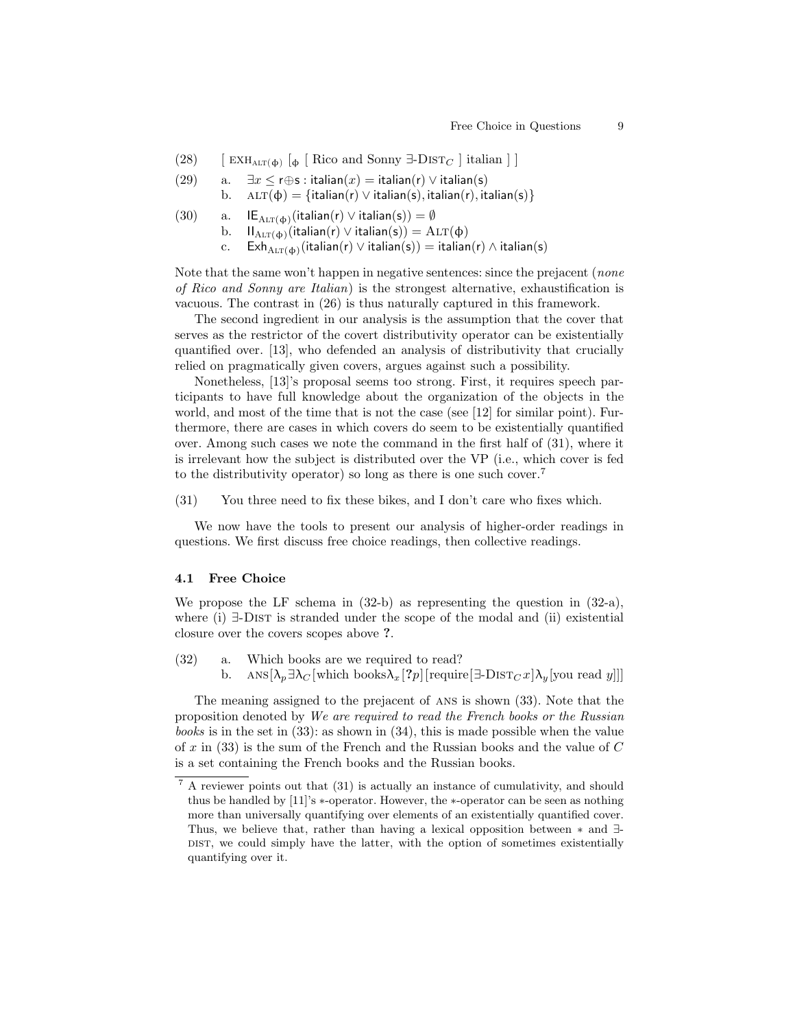(28) $[\ \text{EXH}_{\text{ALT}(\phi)}\ [_{\phi}\ [\ \text{Rico and Sonny}\ \exists\text{-DIST}_C\ ]\ \text{italian}\ ]\ ]$

(29) a. $\exists x \leq \mathsf{r}\oplus\mathsf{s} : \mathsf{italian}(x) = \mathsf{italian}(\mathsf{r}) \vee \mathsf{italian}(\mathsf{s})$
  b. $\text{ALT}(\phi) = \{\mathsf{italian}(\mathsf{r}) \vee \mathsf{italian}(\mathsf{s}), \mathsf{italian}(\mathsf{r}), \mathsf{italian}(\mathsf{s})\}$

(30) a. $\mathsf{IE}_{\text{ALT}(\phi)}(\mathsf{italian}(\mathsf{r}) \vee \mathsf{italian}(\mathsf{s})) = \emptyset$
  b. $\mathsf{II}_{\text{ALT}(\phi)}(\mathsf{italian}(\mathsf{r}) \vee \mathsf{italian}(\mathsf{s})) = \text{ALT}(\phi)$
  c. $\mathsf{Exh}_{\text{ALT}(\phi)}(\mathsf{italian}(\mathsf{r}) \vee \mathsf{italian}(\mathsf{s})) = \mathsf{italian}(\mathsf{r}) \wedge \mathsf{italian}(\mathsf{s})$

Note that the same won't happen in negative sentences: since the prejacent (*none of Rico and Sonny are Italian*) is the strongest alternative, exhaustification is vacuous. The contrast in (26) is thus naturally captured in this framework.

The second ingredient in our analysis is the assumption that the cover that serves as the restrictor of the covert distributivity operator can be existentially quantified over. [13], who defended an analysis of distributivity that crucially relied on pragmatically given covers, argues against such a possibility.

Nonetheless, [13]'s proposal seems too strong. First, it requires speech participants to have full knowledge about the organization of the objects in the world, and most of the time that is not the case (see [12] for similar point). Furthermore, there are cases in which covers do seem to be existentially quantified over. Among such cases we note the command in the first half of (31), where it is irrelevant how the subject is distributed over the VP (i.e., which cover is fed to the distributivity operator) so long as there is one such cover.[7]

(31) You three need to fix these bikes, and I don't care who fixes which.

We now have the tools to present our analysis of higher-order readings in questions. We first discuss free choice readings, then collective readings.

### 4.1 Free Choice

We propose the LF schema in (32-b) as representing the question in (32-a), where (i) ∃-DIST is stranded under the scope of the modal and (ii) existential closure over the covers scopes above **?**.

(32) a. Which books are we required to read?
  b. $\text{ANS}[\lambda_p \exists\lambda_C[\text{which books}\lambda_x[\mathbf{?}p][\text{require}[\exists\text{-DIST}_C\, x]\lambda_y[\text{you read } y]]]$

The meaning assigned to the prejacent of ANS is shown (33). Note that the proposition denoted by *We are required to read the French books or the Russian books* is in the set in (33): as shown in (34), this is made possible when the value of $x$ in (33) is the sum of the French and the Russian books and the value of $C$ is a set containing the French books and the Russian books.

[7] A reviewer points out that (31) is actually an instance of cumulativity, and should thus be handled by [11]'s ∗-operator. However, the ∗-operator can be seen as nothing more than universally quantifying over elements of an existentially quantified cover. Thus, we believe that, rather than having a lexical opposition between ∗ and ∃-DIST, we could simply have the latter, with the option of sometimes existentially quantifying over it.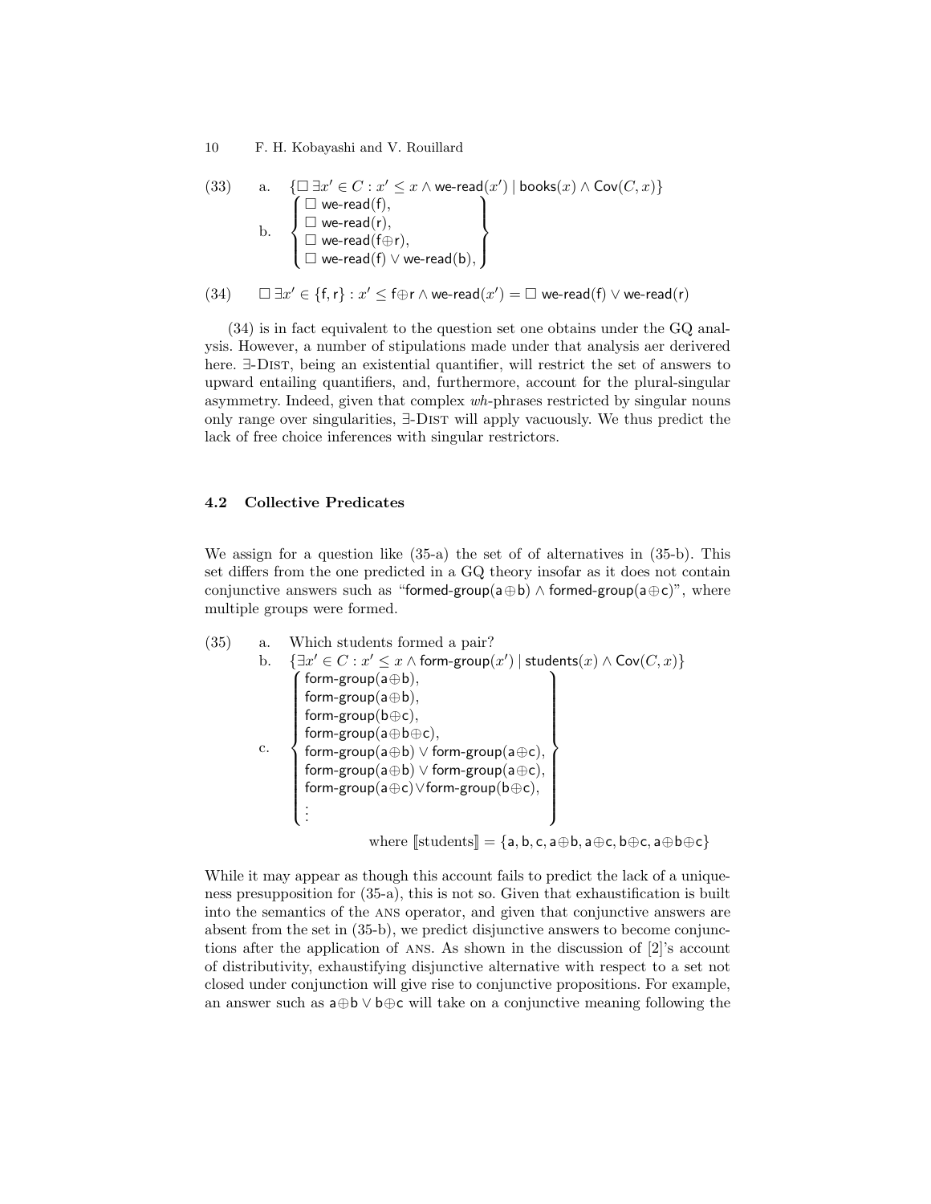(33) a. $\{\Box\, \exists x' \in C : x' \leq x \wedge \textsf{we-read}(x') \mid \textsf{books}(x) \wedge \textsf{Cov}(C, x)\}$

b. 
$$\left\{ \begin{array}{l} \Box\ \textsf{we-read}(\textsf{f}), \\ \Box\ \textsf{we-read}(\textsf{r}), \\ \Box\ \textsf{we-read}(\textsf{f}{\oplus}\textsf{r}), \\ \Box\ \textsf{we-read}(\textsf{f}) \vee \textsf{we-read}(\textsf{b}), \end{array} \right\}$$

(34) $\Box\, \exists x' \in \{\textsf{f}, \textsf{r}\} : x' \leq \textsf{f}{\oplus}\textsf{r} \wedge \textsf{we-read}(x') = \Box\ \textsf{we-read}(\textsf{f}) \vee \textsf{we-read}(\textsf{r})$

(34) is in fact equivalent to the question set one obtains under the GQ analysis. However, a number of stipulations made under that analysis aer derivered here. ∃-Dist, being an existential quantifier, will restrict the set of answers to upward entailing quantifiers, and, furthermore, account for the plural-singular asymmetry. Indeed, given that complex *wh*-phrases restricted by singular nouns only range over singularities, ∃-Dist will apply vacuously. We thus predict the lack of free choice inferences with singular restrictors.

### 4.2 Collective Predicates

We assign for a question like (35-a) the set of of alternatives in (35-b). This set differs from the one predicted in a GQ theory insofar as it does not contain conjunctive answers such as "$\textsf{formed-group}(\textsf{a}{\oplus}\textsf{b}) \wedge \textsf{formed-group}(\textsf{a}{\oplus}\textsf{c})$", where multiple groups were formed.

(35) a. Which students formed a pair?

b. $\{\exists x' \in C : x' \leq x \wedge \textsf{form-group}(x') \mid \textsf{students}(x) \wedge \textsf{Cov}(C, x)\}$

c. 
$$\left\{ \begin{array}{l} \textsf{form-group}(\textsf{a}{\oplus}\textsf{b}), \\ \textsf{form-group}(\textsf{a}{\oplus}\textsf{b}), \\ \textsf{form-group}(\textsf{b}{\oplus}\textsf{c}), \\ \textsf{form-group}(\textsf{a}{\oplus}\textsf{b}{\oplus}\textsf{c}), \\ \textsf{form-group}(\textsf{a}{\oplus}\textsf{b}) \vee \textsf{form-group}(\textsf{a}{\oplus}\textsf{c}), \\ \textsf{form-group}(\textsf{a}{\oplus}\textsf{b}) \vee \textsf{form-group}(\textsf{a}{\oplus}\textsf{c}), \\ \textsf{form-group}(\textsf{a}{\oplus}\textsf{c}) \vee \textsf{form-group}(\textsf{b}{\oplus}\textsf{c}), \\ \vdots \end{array} \right\}$$

where $[\![\text{students}]\!] = \{\textsf{a}, \textsf{b}, \textsf{c}, \textsf{a}{\oplus}\textsf{b}, \textsf{a}{\oplus}\textsf{c}, \textsf{b}{\oplus}\textsf{c}, \textsf{a}{\oplus}\textsf{b}{\oplus}\textsf{c}\}$

While it may appear as though this account fails to predict the lack of a uniqueness presupposition for (35-a), this is not so. Given that exhaustification is built into the semantics of the ans operator, and given that conjunctive answers are absent from the set in (35-b), we predict disjunctive answers to become conjunctions after the application of ans. As shown in the discussion of [2]'s account of distributivity, exhaustifying disjunctive alternative with respect to a set not closed under conjunction will give rise to conjunctive propositions. For example, an answer such as $\textsf{a}{\oplus}\textsf{b} \vee \textsf{b}{\oplus}\textsf{c}$ will take on a conjunctive meaning following the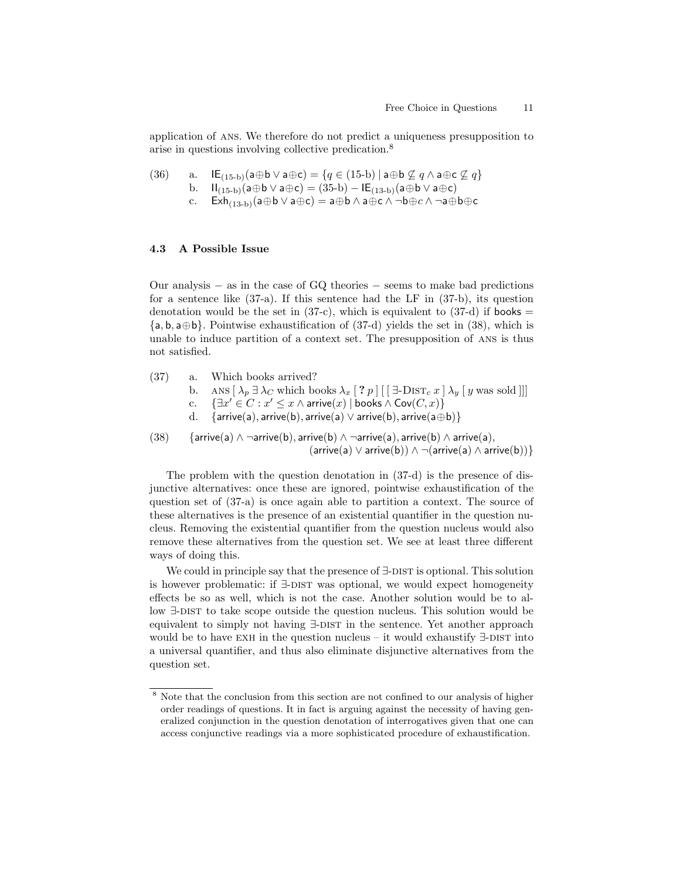application of ANS. We therefore do not predict a uniqueness presupposition to arise in questions involving collective predication.[8]

(36) a. $\mathsf{IE}_{(15\text{-b})}(\mathsf{a}\oplus\mathsf{b} \vee \mathsf{a}\oplus\mathsf{c}) = \{q \in (15\text{-b}) \mid \mathsf{a}\oplus\mathsf{b} \not\subseteq q \wedge \mathsf{a}\oplus\mathsf{c} \not\subseteq q\}$
b. $\mathsf{II}_{(15\text{-b})}(\mathsf{a}\oplus\mathsf{b} \vee \mathsf{a}\oplus\mathsf{c}) = (35\text{-b}) - \mathsf{IE}_{(13\text{-b})}(\mathsf{a}\oplus\mathsf{b} \vee \mathsf{a}\oplus\mathsf{c})$
c. $\mathsf{Exh}_{(13\text{-b})}(\mathsf{a}\oplus\mathsf{b} \vee \mathsf{a}\oplus\mathsf{c}) = \mathsf{a}\oplus\mathsf{b} \wedge \mathsf{a}\oplus\mathsf{c} \wedge \neg\mathsf{b}\oplus c \wedge \neg\mathsf{a}\oplus\mathsf{b}\oplus\mathsf{c}$

### 4.3 A Possible Issue

Our analysis − as in the case of GQ theories − seems to make bad predictions for a sentence like (37-a). If this sentence had the LF in (37-b), its question denotation would be the set in (37-c), which is equivalent to (37-d) if $\mathsf{books} = \{\mathsf{a}, \mathsf{b}, \mathsf{a}\oplus\mathsf{b}\}$. Pointwise exhaustification of (37-d) yields the set in (38), which is unable to induce partition of a context set. The presupposition of ANS is thus not satisfied.

(37) a. Which books arrived?
b. ANS $[\, \lambda_p \,\exists\, \lambda_C$ which books $\lambda_x\, [\, \mathbf{?}\, p\,]\, [\, [\, \exists\text{-}\mathrm{DIST}_c\, x\,]\, \lambda_y\, [\, y$ was sold $]]]$
c. $\{\exists x' \in C : x' \leq x \wedge \mathsf{arrive}(x) \mid \mathsf{books} \wedge \mathsf{Cov}(C, x)\}$
d. $\{\mathsf{arrive}(\mathsf{a}), \mathsf{arrive}(\mathsf{b}), \mathsf{arrive}(\mathsf{a}) \vee \mathsf{arrive}(\mathsf{b}), \mathsf{arrive}(\mathsf{a}\oplus\mathsf{b})\}$

(38) $\{\mathsf{arrive}(\mathsf{a}) \wedge \neg\mathsf{arrive}(\mathsf{b}), \mathsf{arrive}(\mathsf{b}) \wedge \neg\mathsf{arrive}(\mathsf{a}), \mathsf{arrive}(\mathsf{b}) \wedge \mathsf{arrive}(\mathsf{a}),$
$(\mathsf{arrive}(\mathsf{a}) \vee \mathsf{arrive}(\mathsf{b})) \wedge \neg(\mathsf{arrive}(\mathsf{a}) \wedge \mathsf{arrive}(\mathsf{b}))\}$

The problem with the question denotation in (37-d) is the presence of disjunctive alternatives: once these are ignored, pointwise exhaustification of the question set of (37-a) is once again able to partition a context. The source of these alternatives is the presence of an existential quantifier in the question nucleus. Removing the existential quantifier from the question nucleus would also remove these alternatives from the question set. We see at least three different ways of doing this.

We could in principle say that the presence of ∃-DIST is optional. This solution is however problematic: if ∃-DIST was optional, we would expect homogeneity effects be so as well, which is not the case. Another solution would be to allow ∃-DIST to take scope outside the question nucleus. This solution would be equivalent to simply not having ∃-DIST in the sentence. Yet another approach would be to have EXH in the question nucleus – it would exhaustify ∃-DIST into a universal quantifier, and thus also eliminate disjunctive alternatives from the question set.

[8] Note that the conclusion from this section are not confined to our analysis of higher order readings of questions. It in fact is arguing against the necessity of having generalized conjunction in the question denotation of interrogatives given that one can access conjunctive readings via a more sophisticated procedure of exhaustification.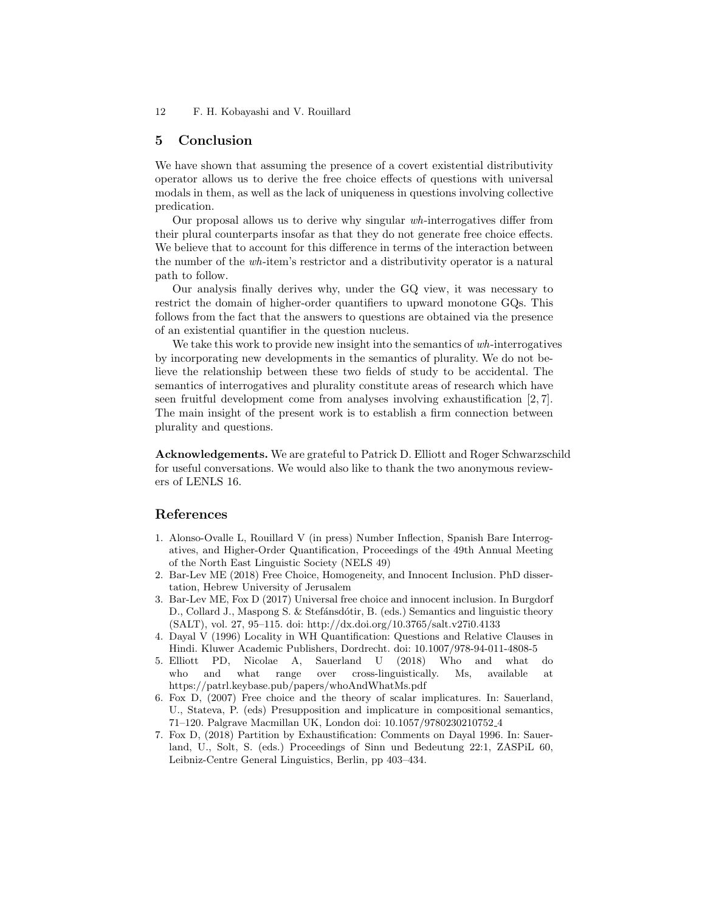## 5 Conclusion

We have shown that assuming the presence of a covert existential distributivity operator allows us to derive the free choice effects of questions with universal modals in them, as well as the lack of uniqueness in questions involving collective predication.

Our proposal allows us to derive why singular *wh*-interrogatives differ from their plural counterparts insofar as that they do not generate free choice effects. We believe that to account for this difference in terms of the interaction between the number of the *wh*-item's restrictor and a distributivity operator is a natural path to follow.

Our analysis finally derives why, under the GQ view, it was necessary to restrict the domain of higher-order quantifiers to upward monotone GQs. This follows from the fact that the answers to questions are obtained via the presence of an existential quantifier in the question nucleus.

We take this work to provide new insight into the semantics of *wh*-interrogatives by incorporating new developments in the semantics of plurality. We do not believe the relationship between these two fields of study to be accidental. The semantics of interrogatives and plurality constitute areas of research which have seen fruitful development come from analyses involving exhaustification [2, 7]. The main insight of the present work is to establish a firm connection between plurality and questions.

**Acknowledgements.** We are grateful to Patrick D. Elliott and Roger Schwarzschild for useful conversations. We would also like to thank the two anonymous reviewers of LENLS 16.

## References

1. Alonso-Ovalle L, Rouillard V (in press) Number Inflection, Spanish Bare Interrogatives, and Higher-Order Quantification, Proceedings of the 49th Annual Meeting of the North East Linguistic Society (NELS 49)
2. Bar-Lev ME (2018) Free Choice, Homogeneity, and Innocent Inclusion. PhD dissertation, Hebrew University of Jerusalem
3. Bar-Lev ME, Fox D (2017) Universal free choice and innocent inclusion. In Burgdorf D., Collard J., Maspong S. & Stefánsdótir, B. (eds.) Semantics and linguistic theory (SALT), vol. 27, 95–115. doi: http://dx.doi.org/10.3765/salt.v27i0.4133
4. Dayal V (1996) Locality in WH Quantification: Questions and Relative Clauses in Hindi. Kluwer Academic Publishers, Dordrecht. doi: 10.1007/978-94-011-4808-5
5. Elliott PD, Nicolae A, Sauerland U (2018) Who and what do who and what range over cross-linguistically. Ms, available at https://patrl.keybase.pub/papers/whoAndWhatMs.pdf
6. Fox D, (2007) Free choice and the theory of scalar implicatures. In: Sauerland, U., Stateva, P. (eds) Presupposition and implicature in compositional semantics, 71–120. Palgrave Macmillan UK, London doi: 10.1057/9780230210752_4
7. Fox D, (2018) Partition by Exhaustification: Comments on Dayal 1996. In: Sauerland, U., Solt, S. (eds.) Proceedings of Sinn und Bedeutung 22:1, ZASPiL 60, Leibniz-Centre General Linguistics, Berlin, pp 403–434.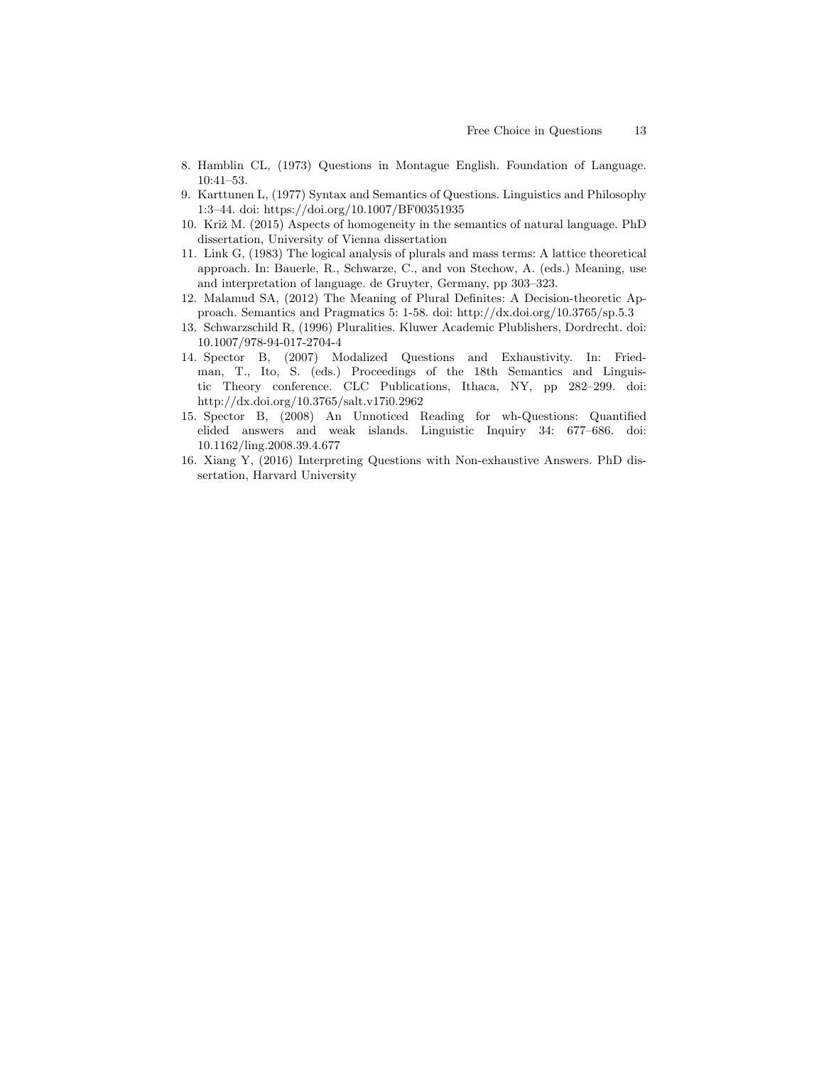8. Hamblin CL, (1973) Questions in Montague English. Foundation of Language. 10:41–53.
9. Karttunen L, (1977) Syntax and Semantics of Questions. Linguistics and Philosophy 1:3–44. doi: https://doi.org/10.1007/BF00351935
10. Križ M. (2015) Aspects of homogeneity in the semantics of natural language. PhD dissertation, University of Vienna dissertation
11. Link G, (1983) The logical analysis of plurals and mass terms: A lattice theoretical approach. In: Bauerle, R., Schwarze, C., and von Stechow, A. (eds.) Meaning, use and interpretation of language. de Gruyter, Germany, pp 303–323.
12. Malamud SA, (2012) The Meaning of Plural Definites: A Decision-theoretic Approach. Semantics and Pragmatics 5: 1-58. doi: http://dx.doi.org/10.3765/sp.5.3
13. Schwarzschild R, (1996) Pluralities. Kluwer Academic Plublishers, Dordrecht. doi: 10.1007/978-94-017-2704-4
14. Spector B, (2007) Modalized Questions and Exhaustivity. In: Friedman, T., Ito, S. (eds.) Proceedings of the 18th Semantics and Linguistic Theory conference. CLC Publications, Ithaca, NY, pp 282–299. doi: http://dx.doi.org/10.3765/salt.v17i0.2962
15. Spector B, (2008) An Unnoticed Reading for wh-Questions: Quantified elided answers and weak islands. Linguistic Inquiry 34: 677–686. doi: 10.1162/ling.2008.39.4.677
16. Xiang Y, (2016) Interpreting Questions with Non-exhaustive Answers. PhD dissertation, Harvard University